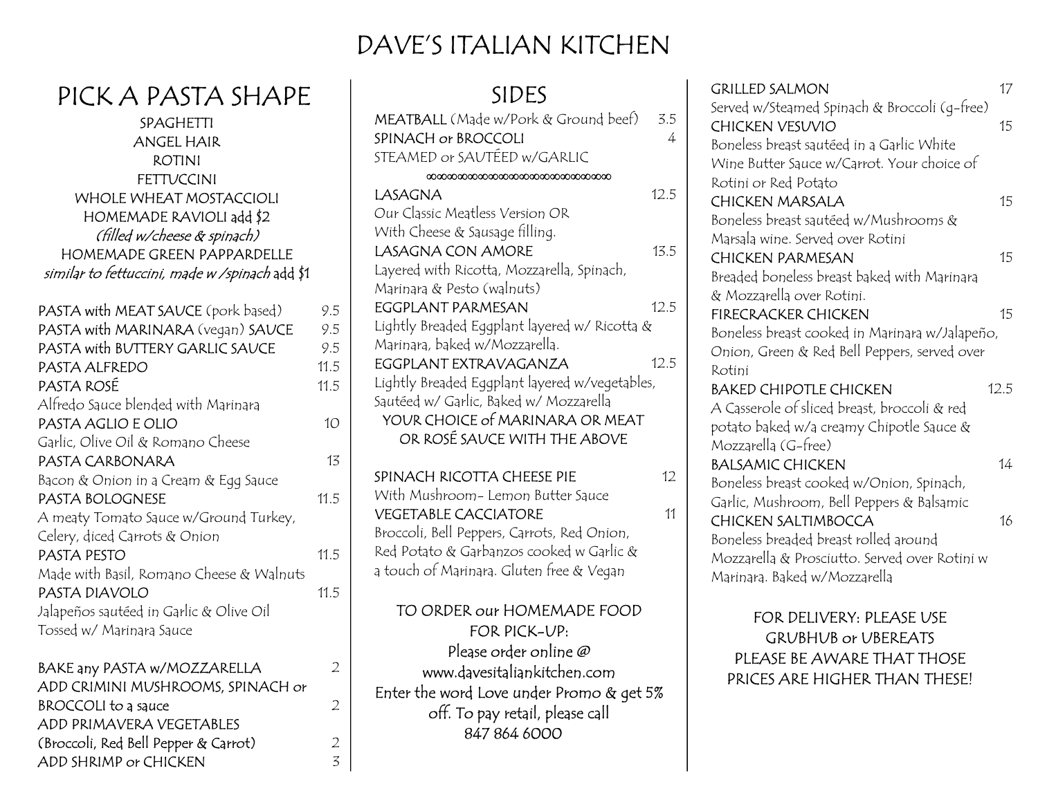# DAVE'S ITALIAN KITCHEN

## PICK A PASTA SHAPE

SPAGHETTI
ANGEL HAIR
ROTINI
FETTUCCINI
WHOLE WHEAT MOSTACCIOLI
HOMEMADE RAVIOLI add $2
*(filled w/cheese & spinach)*
HOMEMADE GREEN PAPPARDELLE
*similar to fettuccini, made w /spinach* add $1

PASTA with MEAT SAUCE (pork based) 9.5
PASTA with MARINARA (vegan) SAUCE 9.5
PASTA with BUTTERY GARLIC SAUCE 9.5
PASTA ALFREDO 11.5
PASTA ROSÉ 11.5
Alfredo Sauce blended with Marinara
PASTA AGLIO E OLIO 10
Garlic, Olive Oil & Romano Cheese
PASTA CARBONARA 13
Bacon & Onion in a Cream & Egg Sauce
PASTA BOLOGNESE 11.5
A meaty Tomato Sauce w/Ground Turkey, Celery, diced Carrots & Onion
PASTA PESTO 11.5
Made with Basil, Romano Cheese & Walnuts
PASTA DIAVOLO 11.5
Jalapeños sautéed in Garlic & Olive Oil Tossed w/ Marinara Sauce

BAKE any PASTA w/MOZZARELLA 2
ADD CRIMINI MUSHROOMS, SPINACH or BROCCOLI to a sauce 2
ADD PRIMAVERA VEGETABLES (Broccoli, Red Bell Pepper & Carrot) 2
ADD SHRIMP or CHICKEN 3

## SIDES

MEATBALL (Made w/Pork & Ground beef) 3.5
SPINACH or BROCCOLI 4
STEAMED or SAUTÉED w/GARLIC

∞∞∞∞∞∞∞∞∞∞∞∞∞∞∞∞∞∞∞∞∞

LASAGNA 12.5
Our Classic Meatless Version OR With Cheese & Sausage filling.
LASAGNA CON AMORE 13.5
Layered with Ricotta, Mozzarella, Spinach, Marinara & Pesto (walnuts)
EGGPLANT PARMESAN 12.5
Lightly Breaded Eggplant layered w/ Ricotta & Marinara, baked w/Mozzarella.
EGGPLANT EXTRAVAGANZA 12.5
Lightly Breaded Eggplant layered w/vegetables, Sautéed w/ Garlic, Baked w/ Mozzarella
YOUR CHOICE of MARINARA OR MEAT OR ROSÉ SAUCE WITH THE ABOVE

SPINACH RICOTTA CHEESE PIE 12
With Mushroom- Lemon Butter Sauce
VEGETABLE CACCIATORE 11
Broccoli, Bell Peppers, Carrots, Red Onion, Red Potato & Garbanzos cooked w Garlic & a touch of Marinara. Gluten free & Vegan

TO ORDER our HOMEMADE FOOD FOR PICK-UP:
Please order online @ www.davesitaliankitchen.com
Enter the word Love under Promo & get 5% off. To pay retail, please call 847 864 6000

GRILLED SALMON 17
Served w/Steamed Spinach & Broccoli (g-free)
CHICKEN VESUVIO 15
Boneless breast sautéed in a Garlic White Wine Butter Sauce w/Carrot. Your choice of Rotini or Red Potato
CHICKEN MARSALA 15
Boneless breast sautéed w/Mushrooms & Marsala wine. Served over Rotini
CHICKEN PARMESAN 15
Breaded boneless breast baked with Marinara & Mozzarella over Rotini.
FIRECRACKER CHICKEN 15
Boneless breast cooked in Marinara w/Jalapeño, Onion, Green & Red Bell Peppers, served over Rotini
BAKED CHIPOTLE CHICKEN 12.5
A Casserole of sliced breast, broccoli & red potato baked w/a creamy Chipotle Sauce & Mozzarella (G-free)
BALSAMIC CHICKEN 14
Boneless breast cooked w/Onion, Spinach, Garlic, Mushroom, Bell Peppers & Balsamic
CHICKEN SALTIMBOCCA 16
Boneless breaded breast rolled around Mozzarella & Prosciutto. Served over Rotini w Marinara. Baked w/Mozzarella

FOR DELIVERY: PLEASE USE GRUBHUB or UBEREATS
PLEASE BE AWARE THAT THOSE PRICES ARE HIGHER THAN THESE!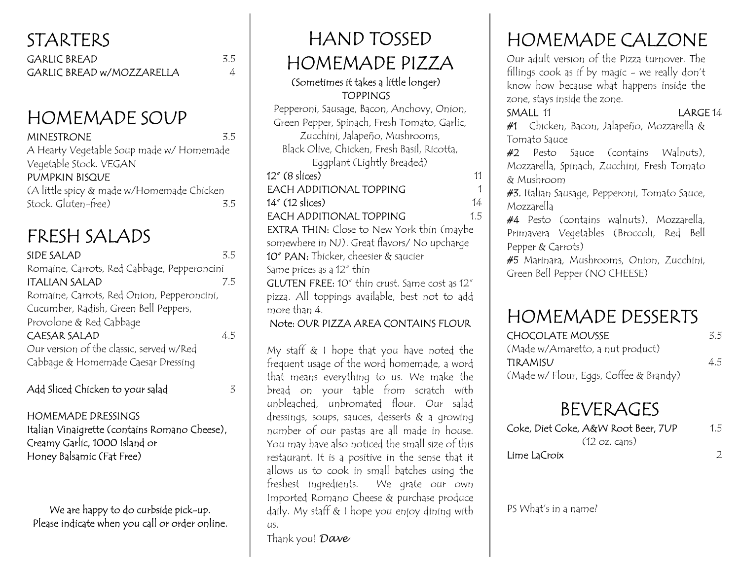# STARTERS

GARLIC BREAD 3.5
GARLIC BREAD w/MOZZARELLA 4

# HOMEMADE SOUP

MINESTRONE 3.5
A Hearty Vegetable Soup made w/ Homemade Vegetable Stock. VEGAN

PUMPKIN BISQUE
(A little spicy & made w/Homemade Chicken Stock. Gluten-free) 3.5

# FRESH SALADS

SIDE SALAD 3.5
Romaine, Carrots, Red Cabbage, Pepperoncini

ITALIAN SALAD 7.5
Romaine, Carrots, Red Onion, Pepperoncini, Cucumber, Radish, Green Bell Peppers, Provolone & Red Cabbage

CAESAR SALAD 4.5
Our version of the classic, served w/Red Cabbage & Homemade Caesar Dressing

Add Sliced Chicken to your salad 3

HOMEMADE DRESSINGS
Italian Vinaigrette (contains Romano Cheese), Creamy Garlic, 1000 Island or Honey Balsamic (Fat Free)

We are happy to do curbside pick-up.
Please indicate when you call or order online.

# HAND TOSSED HOMEMADE PIZZA

(Sometimes it takes a little longer)

TOPPINGS
Pepperoni, Sausage, Bacon, Anchovy, Onion, Green Pepper, Spinach, Fresh Tomato, Garlic, Zucchini, Jalapeño, Mushrooms, Black Olive, Chicken, Fresh Basil, Ricotta, Eggplant (Lightly Breaded)

12" (8 slices) 11
EACH ADDITIONAL TOPPING 1
14" (12 slices) 14
EACH ADDITIONAL TOPPING 1.5

EXTRA THIN: Close to New York thin (maybe somewhere in NJ). Great flavors/ No upcharge

10" PAN: Thicker, cheesier & saucier
Same prices as a 12" thin

GLUTEN FREE: 10" thin crust. Same cost as 12" pizza. All toppings available, best not to add more than 4.

Note: OUR PIZZA AREA CONTAINS FLOUR

My staff & I hope that you have noted the frequent usage of the word homemade, a word that means everything to us. We make the bread on your table from scratch with unbleached, unbromated flour. Our salad dressings, soups, sauces, desserts & a growing number of our pastas are all made in house. You may have also noticed the small size of this restaurant. It is a positive in the sense that it allows us to cook in small batches using the freshest ingredients. We grate our own Imported Romano Cheese & purchase produce daily. My staff & I hope you enjoy dining with us.

Thank you! *Dave*

# HOMEMADE CALZONE

Our adult version of the Pizza turnover. The fillings cook as if by magic – we really don't know how because what happens inside the zone, stays inside the zone.

SMALL 11 LARGE 14

#1 Chicken, Bacon, Jalapeño, Mozzarella & Tomato Sauce

#2 Pesto Sauce (contains Walnuts), Mozzarella, Spinach, Zucchini, Fresh Tomato & Mushroom

#3. Italian Sausage, Pepperoni, Tomato Sauce, Mozzarella

#4 Pesto (contains walnuts), Mozzarella, Primavera Vegetables (Broccoli, Red Bell Pepper & Carrots)

#5 Marinara, Mushrooms, Onion, Zucchini, Green Bell Pepper (NO CHEESE)

# HOMEMADE DESSERTS

CHOCOLATE MOUSSE 3.5
(Made w/Amaretto, a nut product)

TIRAMISU 4.5
(Made w/ Flour, Eggs, Coffee & Brandy)

# BEVERAGES

Coke, Diet Coke, A&W Root Beer, 7UP 1.5
(12 oz. cans)

Lime LaCroix 2

PS What's in a name?